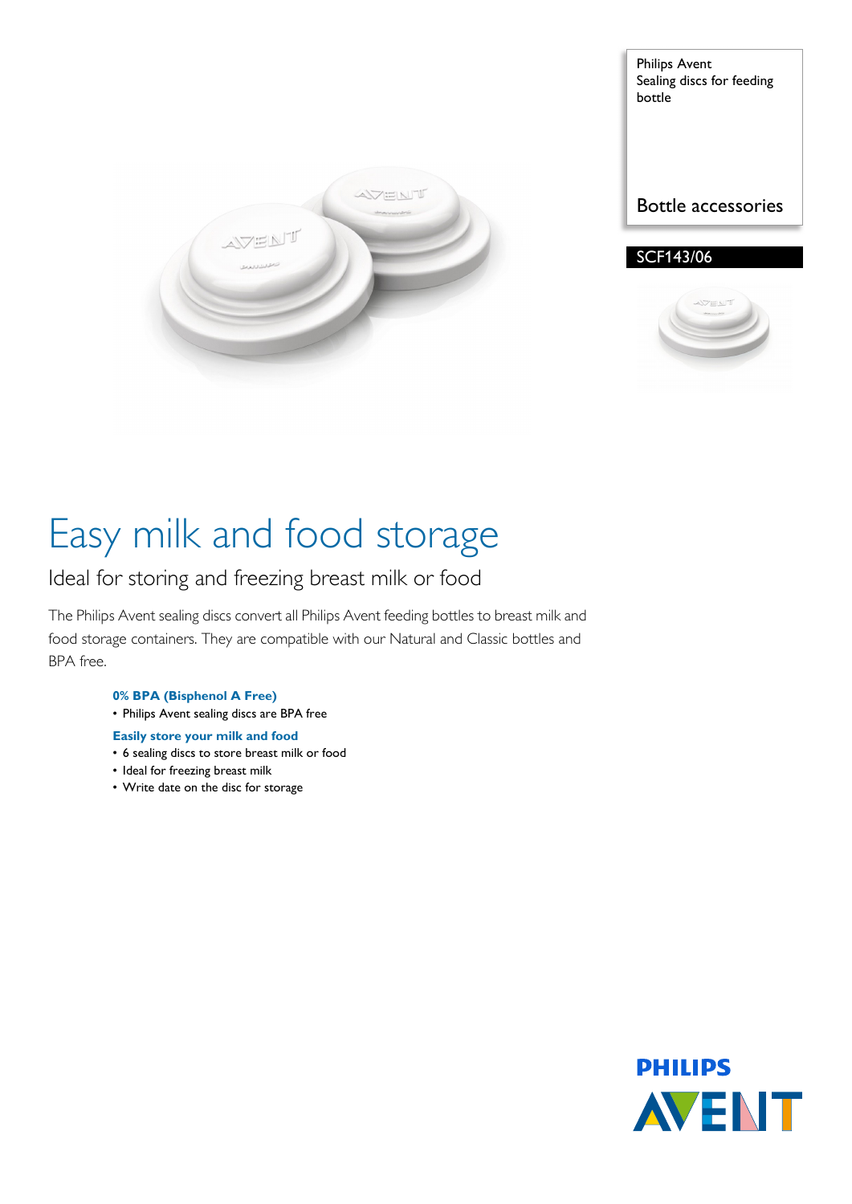Philips Avent
Sealing discs for feeding bottle

Bottle accessories

SCF143/06

# Easy milk and food storage

## Ideal for storing and freezing breast milk or food

The Philips Avent sealing discs convert all Philips Avent feeding bottles to breast milk and food storage containers. They are compatible with our Natural and Classic bottles and BPA free.

**0% BPA (Bisphenol A Free)**

- Philips Avent sealing discs are BPA free

**Easily store your milk and food**

- 6 sealing discs to store breast milk or food
- Ideal for freezing breast milk
- Write date on the disc for storage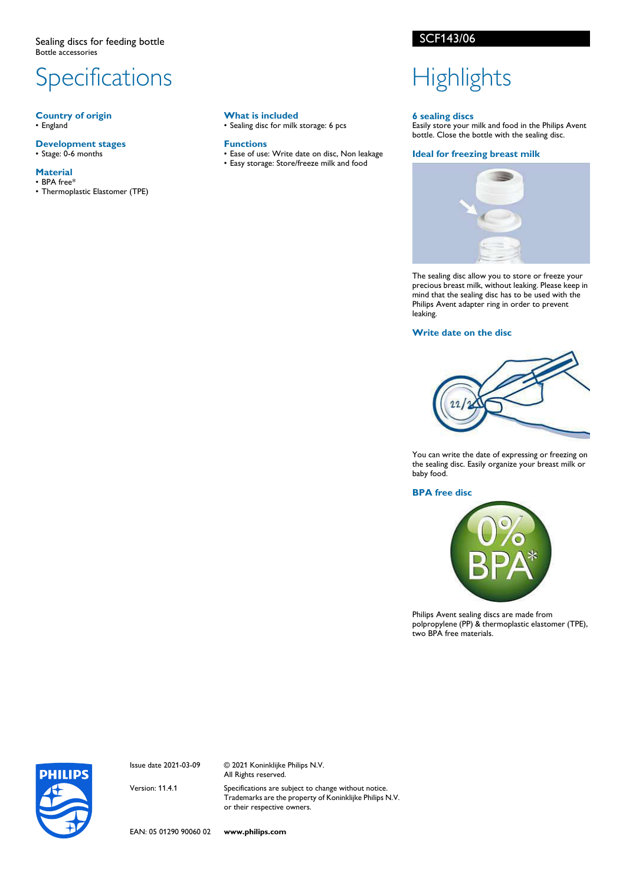Sealing discs for feeding bottle
Bottle accessories

SCF143/06

# Specifications

### Country of origin

- England

### Development stages

- Stage: 0-6 months

### Material

- BPA free*
- Thermoplastic Elastomer (TPE)

### What is included

- Sealing disc for milk storage: 6 pcs

### Functions

- Ease of use: Write date on disc, Non leakage
- Easy storage: Store/freeze milk and food

# Highlights

### 6 sealing discs

Easily store your milk and food in the Philips Avent bottle. Close the bottle with the sealing disc.

### Ideal for freezing breast milk

The sealing disc allow you to store or freeze your precious breast milk, without leaking. Please keep in mind that the sealing disc has to be used with the Philips Avent adapter ring in order to prevent leaking.

### Write date on the disc

You can write the date of expressing or freezing on the sealing disc. Easily organize your breast milk or baby food.

### BPA free disc

0% BPA*

Philips Avent sealing discs are made from polpropylene (PP) & thermoplastic elastomer (TPE), two BPA free materials.

Issue date 2021-03-09

Version: 11.4.1

EAN: 05 01290 90060 02

© 2021 Koninklijke Philips N.V.
All Rights reserved.

Specifications are subject to change without notice. Trademarks are the property of Koninklijke Philips N.V. or their respective owners.

**www.philips.com**